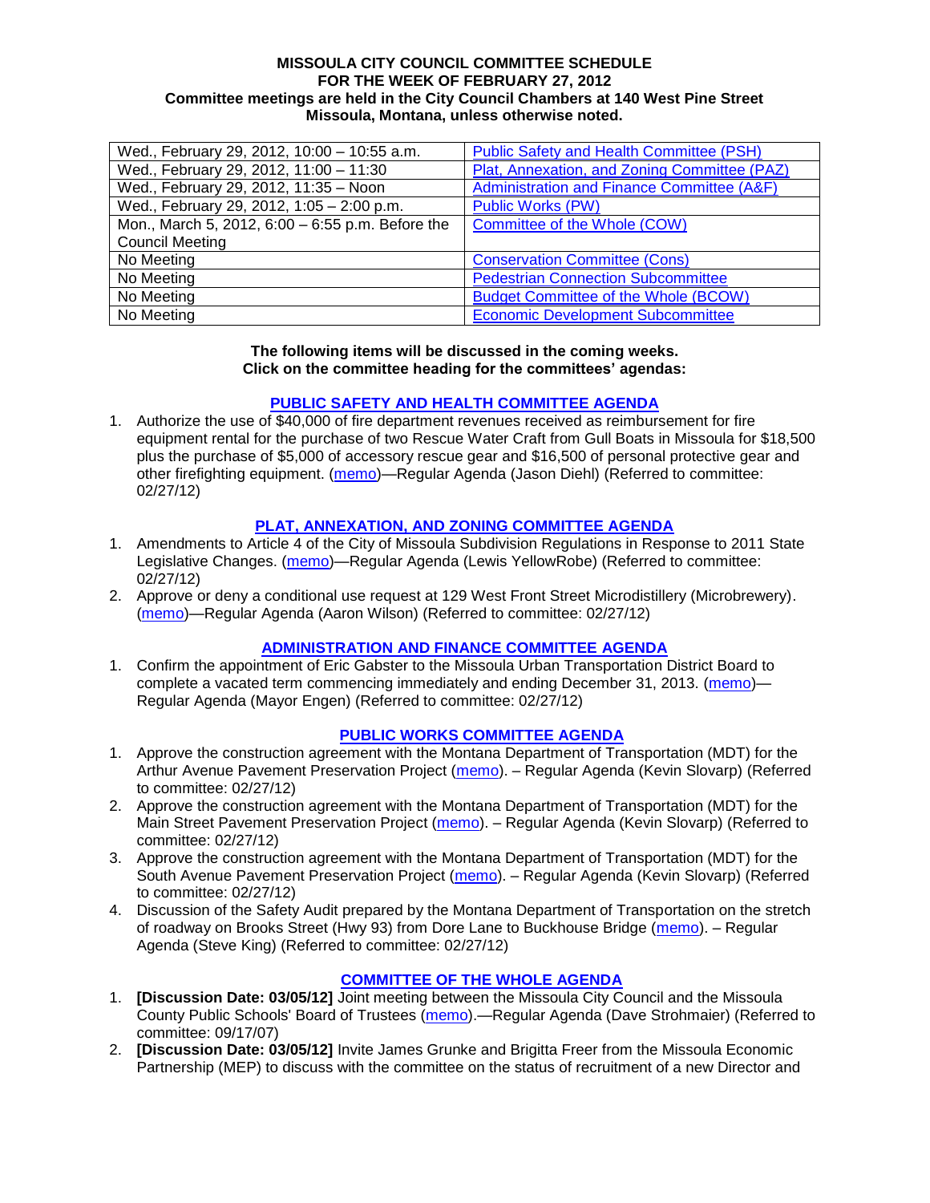**MISSOULA CITY COUNCIL COMMITTEE SCHEDULE**
**FOR THE WEEK OF FEBRUARY 27, 2012**
**Committee meetings are held in the City Council Chambers at 140 West Pine Street Missoula, Montana, unless otherwise noted.**

| | |
|---|---|
| Wed., February 29, 2012, 10:00 – 10:55 a.m. | Public Safety and Health Committee (PSH) |
| Wed., February 29, 2012, 11:00 – 11:30 | Plat, Annexation, and Zoning Committee (PAZ) |
| Wed., February 29, 2012, 11:35 – Noon | Administration and Finance Committee (A&F) |
| Wed., February 29, 2012, 1:05 – 2:00 p.m. | Public Works (PW) |
| Mon., March 5, 2012, 6:00 – 6:55 p.m. Before the Council Meeting | Committee of the Whole (COW) |
| No Meeting | Conservation Committee (Cons) |
| No Meeting | Pedestrian Connection Subcommittee |
| No Meeting | Budget Committee of the Whole (BCOW) |
| No Meeting | Economic Development Subcommittee |

**The following items will be discussed in the coming weeks. Click on the committee heading for the committees' agendas:**

## PUBLIC SAFETY AND HEALTH COMMITTEE AGENDA

1. Authorize the use of $40,000 of fire department revenues received as reimbursement for fire equipment rental for the purchase of two Rescue Water Craft from Gull Boats in Missoula for $18,500 plus the purchase of $5,000 of accessory rescue gear and $16,500 of personal protective gear and other firefighting equipment. (memo)—Regular Agenda (Jason Diehl) (Referred to committee: 02/27/12)

## PLAT, ANNEXATION, AND ZONING COMMITTEE AGENDA

1. Amendments to Article 4 of the City of Missoula Subdivision Regulations in Response to 2011 State Legislative Changes. (memo)—Regular Agenda (Lewis YellowRobe) (Referred to committee: 02/27/12)
2. Approve or deny a conditional use request at 129 West Front Street Microdistillery (Microbrewery). (memo)—Regular Agenda (Aaron Wilson) (Referred to committee: 02/27/12)

## ADMINISTRATION AND FINANCE COMMITTEE AGENDA

1. Confirm the appointment of Eric Gabster to the Missoula Urban Transportation District Board to complete a vacated term commencing immediately and ending December 31, 2013. (memo)—Regular Agenda (Mayor Engen) (Referred to committee: 02/27/12)

## PUBLIC WORKS COMMITTEE AGENDA

1. Approve the construction agreement with the Montana Department of Transportation (MDT) for the Arthur Avenue Pavement Preservation Project (memo). – Regular Agenda (Kevin Slovarp) (Referred to committee: 02/27/12)
2. Approve the construction agreement with the Montana Department of Transportation (MDT) for the Main Street Pavement Preservation Project (memo). – Regular Agenda (Kevin Slovarp) (Referred to committee: 02/27/12)
3. Approve the construction agreement with the Montana Department of Transportation (MDT) for the South Avenue Pavement Preservation Project (memo). – Regular Agenda (Kevin Slovarp) (Referred to committee: 02/27/12)
4. Discussion of the Safety Audit prepared by the Montana Department of Transportation on the stretch of roadway on Brooks Street (Hwy 93) from Dore Lane to Buckhouse Bridge (memo). – Regular Agenda (Steve King) (Referred to committee: 02/27/12)

## COMMITTEE OF THE WHOLE AGENDA

1. **[Discussion Date: 03/05/12]** Joint meeting between the Missoula City Council and the Missoula County Public Schools' Board of Trustees (memo).—Regular Agenda (Dave Strohmaier) (Referred to committee: 09/17/07)
2. **[Discussion Date: 03/05/12]** Invite James Grunke and Brigitta Freer from the Missoula Economic Partnership (MEP) to discuss with the committee on the status of recruitment of a new Director and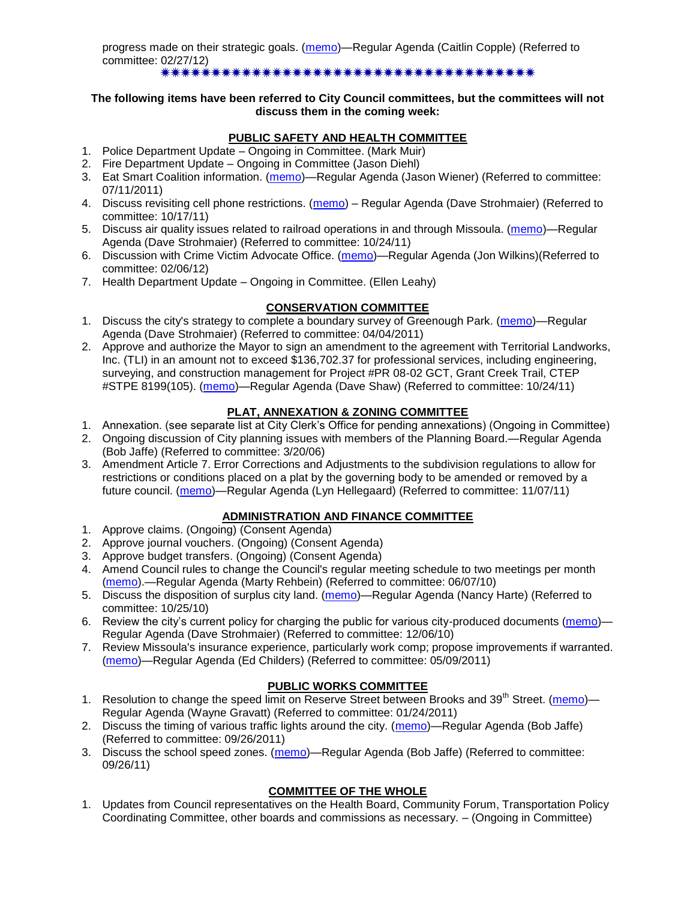progress made on their strategic goals. (memo)—Regular Agenda (Caitlin Copple) (Referred to committee: 02/27/12)

✷✷✷✷✷✷✷✷✷✷✷✷✷✷✷✷✷✷✷✷✷✷✷✷✷✷✷✷✷✷✷✷✷✷✷✷✷✷✷✷✷✷✷

**The following items have been referred to City Council committees, but the committees will not discuss them in the coming week:**

## PUBLIC SAFETY AND HEALTH COMMITTEE

1. Police Department Update – Ongoing in Committee. (Mark Muir)
2. Fire Department Update – Ongoing in Committee (Jason Diehl)
3. Eat Smart Coalition information. (memo)—Regular Agenda (Jason Wiener) (Referred to committee: 07/11/2011)
4. Discuss revisiting cell phone restrictions. (memo) – Regular Agenda (Dave Strohmaier) (Referred to committee: 10/17/11)
5. Discuss air quality issues related to railroad operations in and through Missoula. (memo)—Regular Agenda (Dave Strohmaier) (Referred to committee: 10/24/11)
6. Discussion with Crime Victim Advocate Office. (memo)—Regular Agenda (Jon Wilkins)(Referred to committee: 02/06/12)
7. Health Department Update – Ongoing in Committee. (Ellen Leahy)

## CONSERVATION COMMITTEE

1. Discuss the city's strategy to complete a boundary survey of Greenough Park. (memo)—Regular Agenda (Dave Strohmaier) (Referred to committee: 04/04/2011)
2. Approve and authorize the Mayor to sign an amendment to the agreement with Territorial Landworks, Inc. (TLI) in an amount not to exceed $136,702.37 for professional services, including engineering, surveying, and construction management for Project #PR 08-02 GCT, Grant Creek Trail, CTEP #STPE 8199(105). (memo)—Regular Agenda (Dave Shaw) (Referred to committee: 10/24/11)

## PLAT, ANNEXATION & ZONING COMMITTEE

1. Annexation. (see separate list at City Clerk's Office for pending annexations) (Ongoing in Committee)
2. Ongoing discussion of City planning issues with members of the Planning Board.—Regular Agenda (Bob Jaffe) (Referred to committee: 3/20/06)
3. Amendment Article 7. Error Corrections and Adjustments to the subdivision regulations to allow for restrictions or conditions placed on a plat by the governing body to be amended or removed by a future council. (memo)—Regular Agenda (Lyn Hellegaard) (Referred to committee: 11/07/11)

## ADMINISTRATION AND FINANCE COMMITTEE

1. Approve claims. (Ongoing) (Consent Agenda)
2. Approve journal vouchers. (Ongoing) (Consent Agenda)
3. Approve budget transfers. (Ongoing) (Consent Agenda)
4. Amend Council rules to change the Council's regular meeting schedule to two meetings per month (memo).—Regular Agenda (Marty Rehbein) (Referred to committee: 06/07/10)
5. Discuss the disposition of surplus city land. (memo)—Regular Agenda (Nancy Harte) (Referred to committee: 10/25/10)
6. Review the city's current policy for charging the public for various city-produced documents (memo)—Regular Agenda (Dave Strohmaier) (Referred to committee: 12/06/10)
7. Review Missoula's insurance experience, particularly work comp; propose improvements if warranted. (memo)—Regular Agenda (Ed Childers) (Referred to committee: 05/09/2011)

## PUBLIC WORKS COMMITTEE

1. Resolution to change the speed limit on Reserve Street between Brooks and 39th Street. (memo)—Regular Agenda (Wayne Gravatt) (Referred to committee: 01/24/2011)
2. Discuss the timing of various traffic lights around the city. (memo)—Regular Agenda (Bob Jaffe) (Referred to committee: 09/26/2011)
3. Discuss the school speed zones. (memo)—Regular Agenda (Bob Jaffe) (Referred to committee: 09/26/11)

## COMMITTEE OF THE WHOLE

1. Updates from Council representatives on the Health Board, Community Forum, Transportation Policy Coordinating Committee, other boards and commissions as necessary. – (Ongoing in Committee)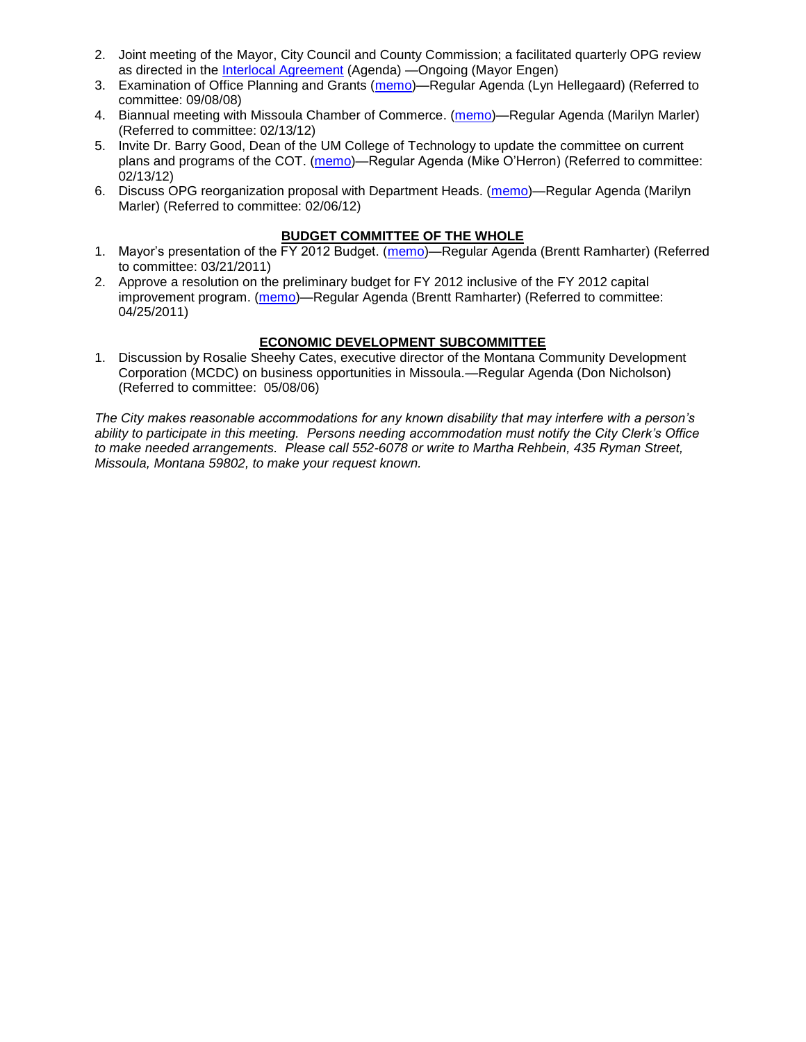2. Joint meeting of the Mayor, City Council and County Commission; a facilitated quarterly OPG review as directed in the Interlocal Agreement (Agenda) —Ongoing (Mayor Engen)
3. Examination of Office Planning and Grants (memo)—Regular Agenda (Lyn Hellegaard) (Referred to committee: 09/08/08)
4. Biannual meeting with Missoula Chamber of Commerce. (memo)—Regular Agenda (Marilyn Marler) (Referred to committee: 02/13/12)
5. Invite Dr. Barry Good, Dean of the UM College of Technology to update the committee on current plans and programs of the COT. (memo)—Regular Agenda (Mike O'Herron) (Referred to committee: 02/13/12)
6. Discuss OPG reorganization proposal with Department Heads. (memo)—Regular Agenda (Marilyn Marler) (Referred to committee: 02/06/12)

**BUDGET COMMITTEE OF THE WHOLE**

1. Mayor's presentation of the FY 2012 Budget. (memo)—Regular Agenda (Brentt Ramharter) (Referred to committee: 03/21/2011)
2. Approve a resolution on the preliminary budget for FY 2012 inclusive of the FY 2012 capital improvement program. (memo)—Regular Agenda (Brentt Ramharter) (Referred to committee: 04/25/2011)

**ECONOMIC DEVELOPMENT SUBCOMMITTEE**

1. Discussion by Rosalie Sheehy Cates, executive director of the Montana Community Development Corporation (MCDC) on business opportunities in Missoula.—Regular Agenda (Don Nicholson) (Referred to committee: 05/08/06)

*The City makes reasonable accommodations for any known disability that may interfere with a person's ability to participate in this meeting. Persons needing accommodation must notify the City Clerk's Office to make needed arrangements. Please call 552-6078 or write to Martha Rehbein, 435 Ryman Street, Missoula, Montana 59802, to make your request known.*